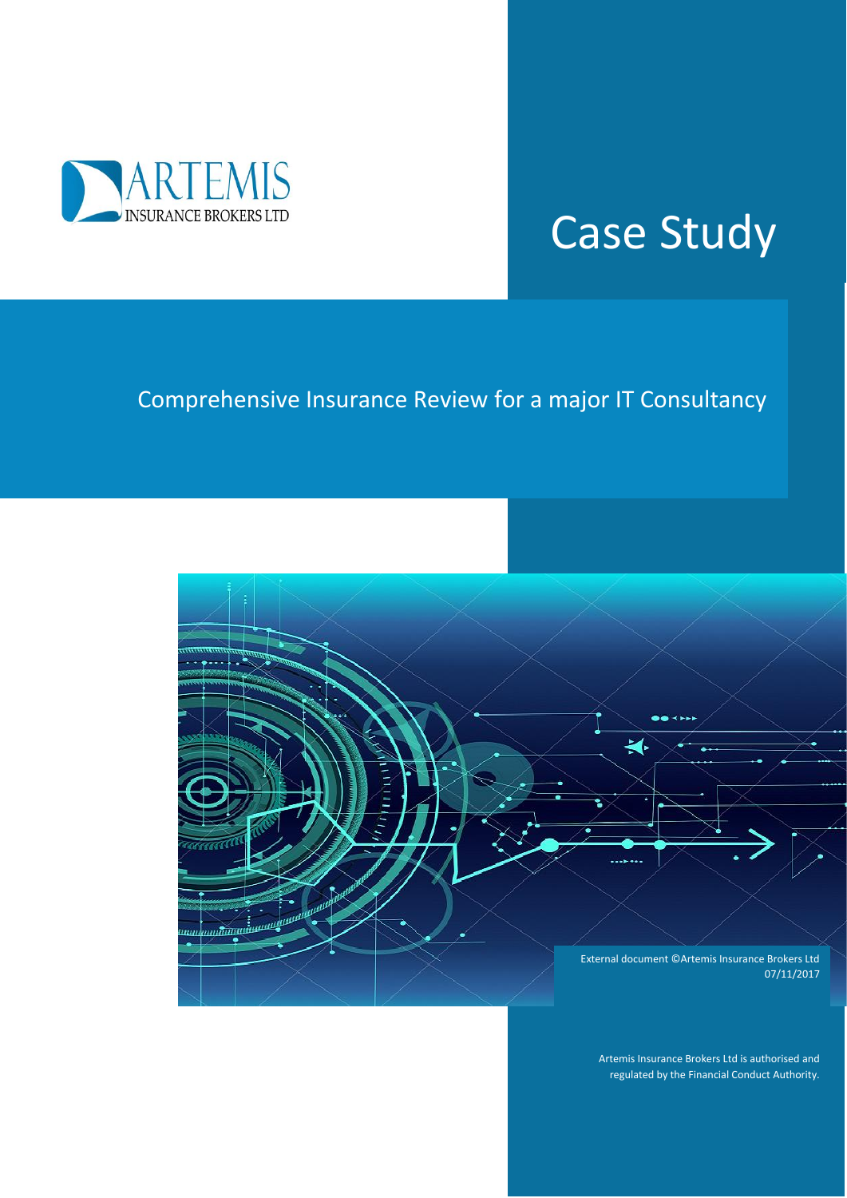ARTEMIS

INSURANCE BROKERS LTD

# Case Study

## Comprehensive Insurance Review for a major IT Consultancy

External document ©Artemis Insurance Brokers Ltd
07/11/2017

Artemis Insurance Brokers Ltd is authorised and regulated by the Financial Conduct Authority.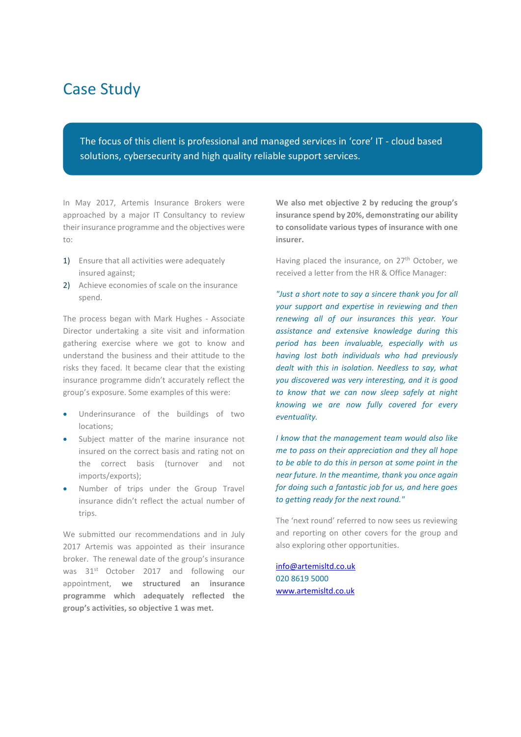# Case Study

The focus of this client is professional and managed services in 'core' IT - cloud based solutions, cybersecurity and high quality reliable support services.

In May 2017, Artemis Insurance Brokers were approached by a major IT Consultancy to review their insurance programme and the objectives were to:

1) Ensure that all activities were adequately insured against;
2) Achieve economies of scale on the insurance spend.

The process began with Mark Hughes - Associate Director undertaking a site visit and information gathering exercise where we got to know and understand the business and their attitude to the risks they faced. It became clear that the existing insurance programme didn't accurately reflect the group's exposure. Some examples of this were:

- Underinsurance of the buildings of two locations;
- Subject matter of the marine insurance not insured on the correct basis and rating not on the correct basis (turnover and not imports/exports);
- Number of trips under the Group Travel insurance didn't reflect the actual number of trips.

We submitted our recommendations and in July 2017 Artemis was appointed as their insurance broker. The renewal date of the group's insurance was 31st October 2017 and following our appointment, **we structured an insurance programme which adequately reflected the group's activities, so objective 1 was met.**

**We also met objective 2 by reducing the group's insurance spend by 20%, demonstrating our ability to consolidate various types of insurance with one insurer.**

Having placed the insurance, on 27th October, we received a letter from the HR & Office Manager:

*"Just a short note to say a sincere thank you for all your support and expertise in reviewing and then renewing all of our insurances this year. Your assistance and extensive knowledge during this period has been invaluable, especially with us having lost both individuals who had previously dealt with this in isolation. Needless to say, what you discovered was very interesting, and it is good to know that we can now sleep safely at night knowing we are now fully covered for every eventuality.*

*I know that the management team would also like me to pass on their appreciation and they all hope to be able to do this in person at some point in the near future. In the meantime, thank you once again for doing such a fantastic job for us, and here goes to getting ready for the next round."*

The 'next round' referred to now sees us reviewing and reporting on other covers for the group and also exploring other opportunities.

info@artemisltd.co.uk
020 8619 5000
www.artemisltd.co.uk